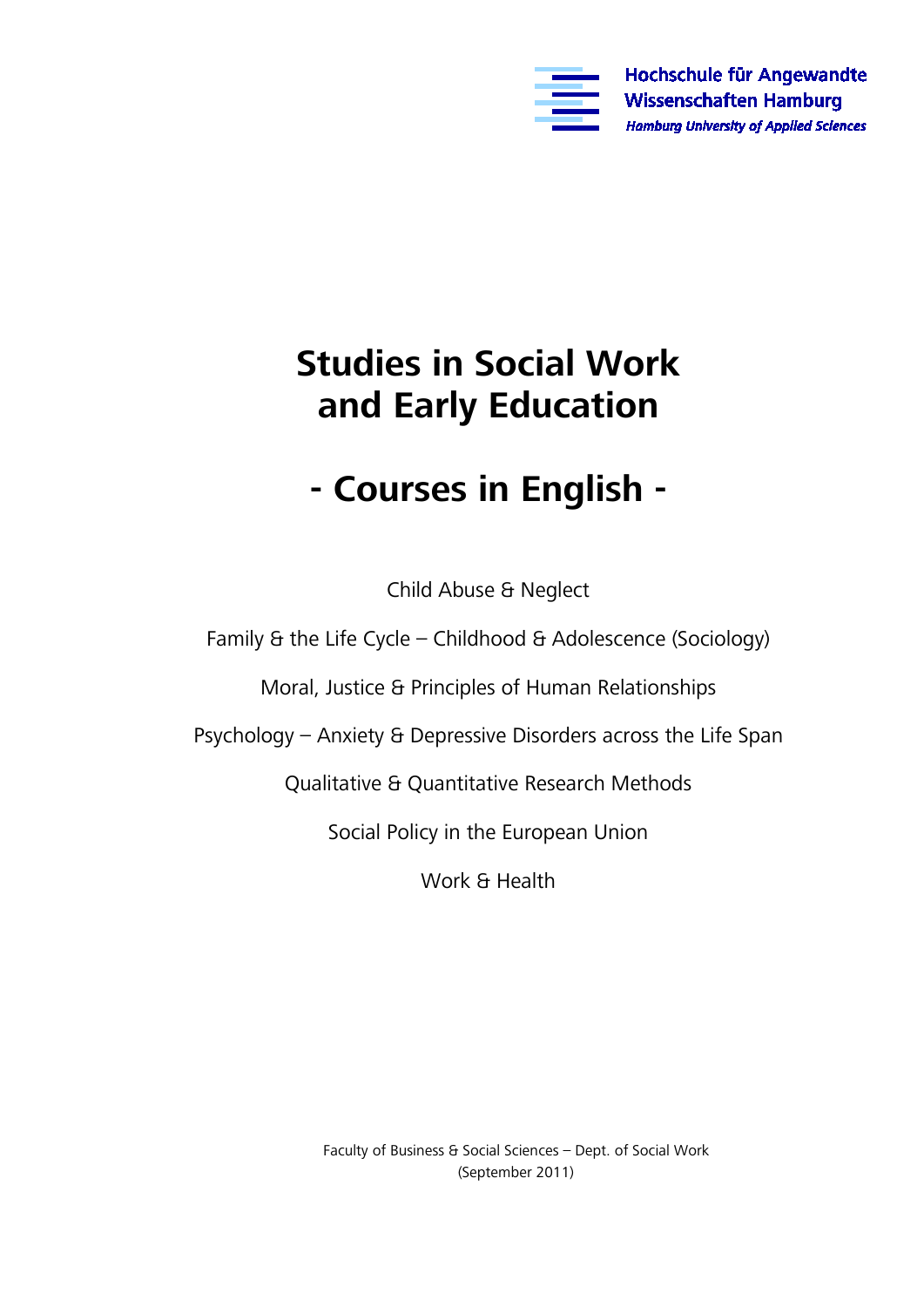Hochschule für Angewandte Wissenschaften Hamburg

*Hamburg University of Applied Sciences*

# Studies in Social Work and Early Education

# - Courses in English -

Child Abuse & Neglect

Family & the Life Cycle – Childhood & Adolescence (Sociology)

Moral, Justice & Principles of Human Relationships

Psychology – Anxiety & Depressive Disorders across the Life Span

Qualitative & Quantitative Research Methods

Social Policy in the European Union

Work & Health

Faculty of Business & Social Sciences – Dept. of Social Work
(September 2011)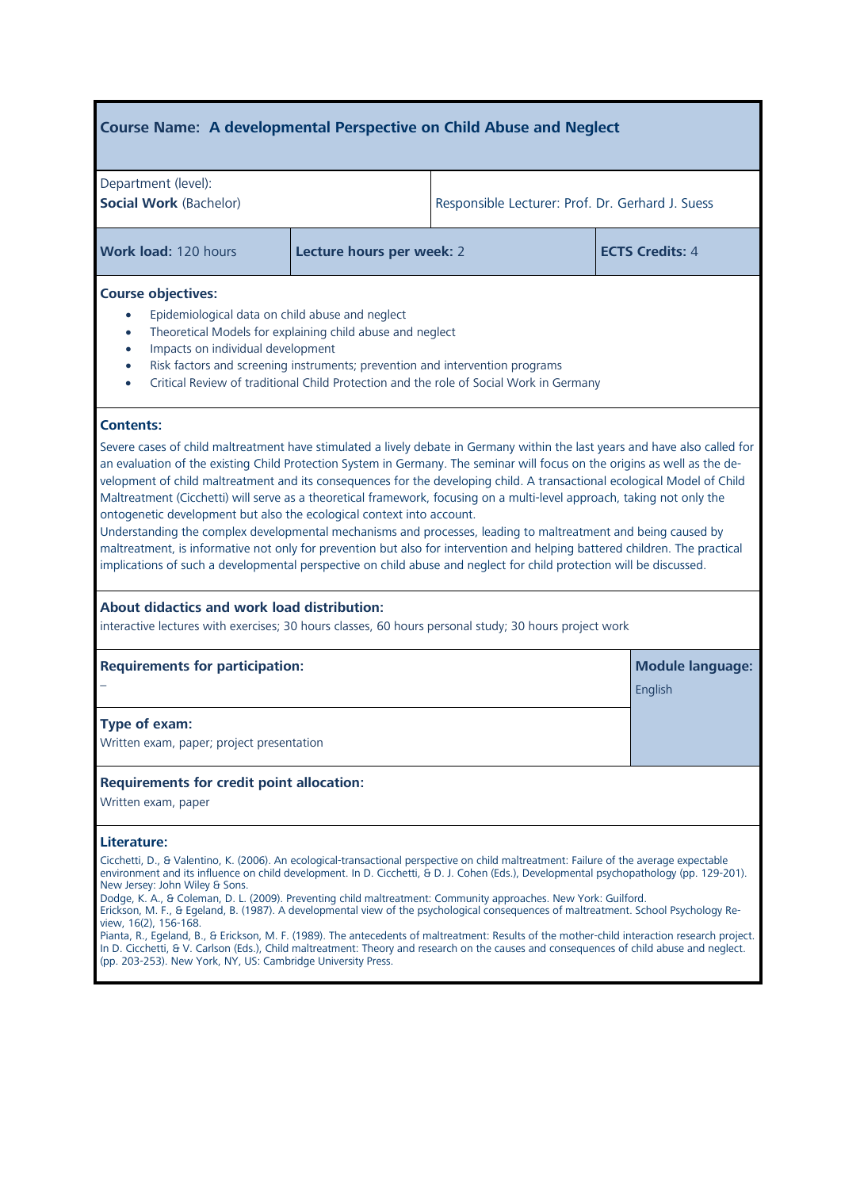## Course Name: A developmental Perspective on Child Abuse and Neglect

| Department (level): **Social Work** (Bachelor) | | Responsible Lecturer: Prof. Dr. Gerhard J. Suess |
|---|---|---|
| **Work load:** 120 hours | **Lecture hours per week:** 2 | **ECTS Credits:** 4 |

**Course objectives:**

- Epidemiological data on child abuse and neglect
- Theoretical Models for explaining child abuse and neglect
- Impacts on individual development
- Risk factors and screening instruments; prevention and intervention programs
- Critical Review of traditional Child Protection and the role of Social Work in Germany

**Contents:**

Severe cases of child maltreatment have stimulated a lively debate in Germany within the last years and have also called for an evaluation of the existing Child Protection System in Germany. The seminar will focus on the origins as well as the development of child maltreatment and its consequences for the developing child. A transactional ecological Model of Child Maltreatment (Cicchetti) will serve as a theoretical framework, focusing on a multi-level approach, taking not only the ontogenetic development but also the ecological context into account.
Understanding the complex developmental mechanisms and processes, leading to maltreatment and being caused by maltreatment, is informative not only for prevention but also for intervention and helping battered children. The practical implications of such a developmental perspective on child abuse and neglect for child protection will be discussed.

**About didactics and work load distribution:**
interactive lectures with exercises; 30 hours classes, 60 hours personal study; 30 hours project work

**Requirements for participation:**
–

**Module language:** English

**Type of exam:**
Written exam, paper; project presentation

**Requirements for credit point allocation:**
Written exam, paper

**Literature:**

Cicchetti, D., & Valentino, K. (2006). An ecological-transactional perspective on child maltreatment: Failure of the average expectable environment and its influence on child development. In D. Cicchetti, & D. J. Cohen (Eds.), Developmental psychopathology (pp. 129-201). New Jersey: John Wiley & Sons.
Dodge, K. A., & Coleman, D. L. (2009). Preventing child maltreatment: Community approaches. New York: Guilford.
Erickson, M. F., & Egeland, B. (1987). A developmental view of the psychological consequences of maltreatment. School Psychology Review, 16(2), 156-168.
Pianta, R., Egeland, B., & Erickson, M. F. (1989). The antecedents of maltreatment: Results of the mother-child interaction research project. In D. Cicchetti, & V. Carlson (Eds.), Child maltreatment: Theory and research on the causes and consequences of child abuse and neglect. (pp. 203-253). New York, NY, US: Cambridge University Press.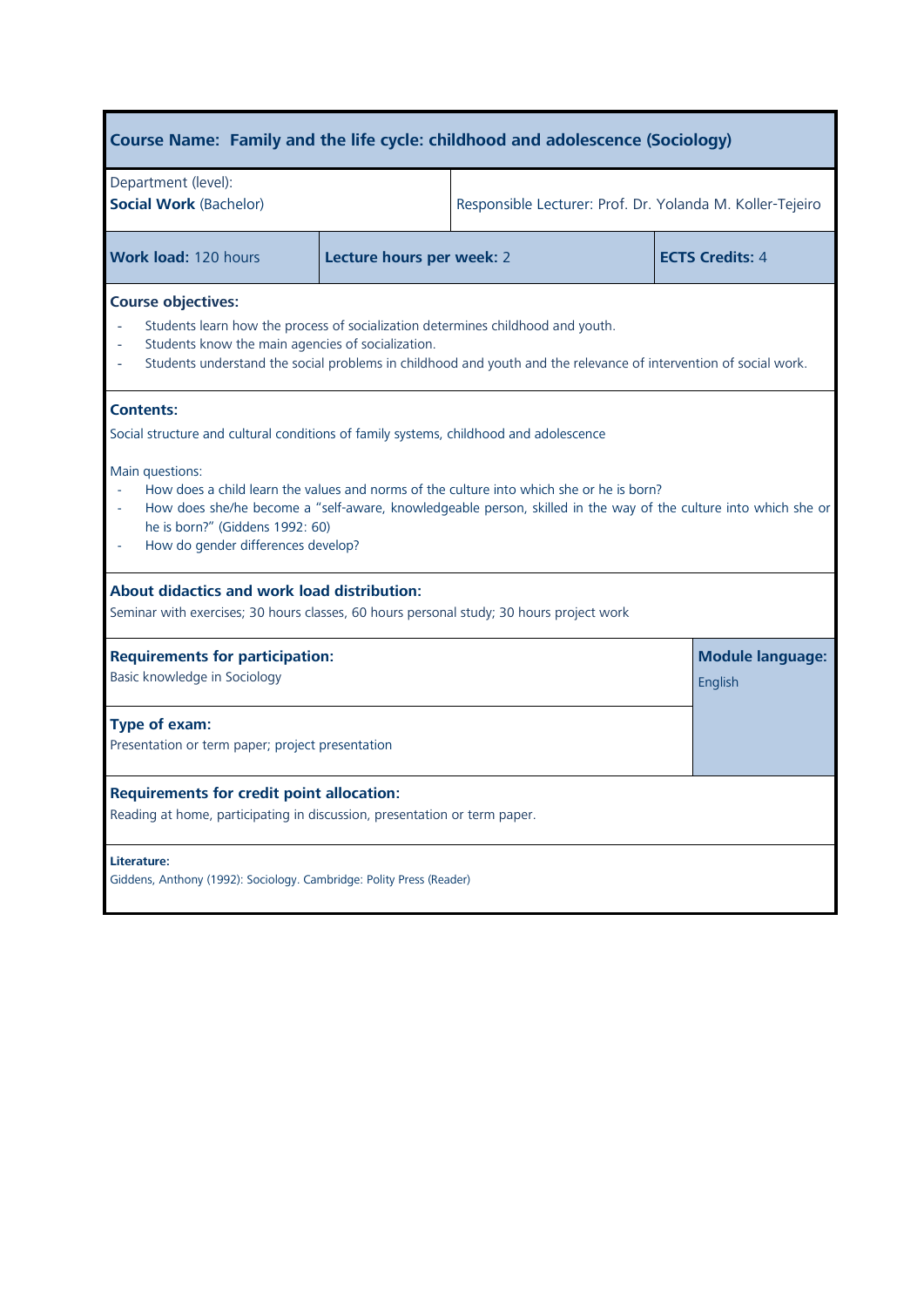## Course Name: Family and the life cycle: childhood and adolescence (Sociology)

| Department (level): **Social Work** (Bachelor) | | Responsible Lecturer: Prof. Dr. Yolanda M. Koller-Tejeiro |
|---|---|---|
| **Work load:** 120 hours | **Lecture hours per week:** 2 | **ECTS Credits:** 4 |

**Course objectives:**

- Students learn how the process of socialization determines childhood and youth.
- Students know the main agencies of socialization.
- Students understand the social problems in childhood and youth and the relevance of intervention of social work.

**Contents:**

Social structure and cultural conditions of family systems, childhood and adolescence

Main questions:

- How does a child learn the values and norms of the culture into which she or he is born?
- How does she/he become a "self-aware, knowledgeable person, skilled in the way of the culture into which she or he is born?" (Giddens 1992: 60)
- How do gender differences develop?

**About didactics and work load distribution:**
Seminar with exercises; 30 hours classes, 60 hours personal study; 30 hours project work

**Requirements for participation:**
Basic knowledge in Sociology

**Module language:**
English

**Type of exam:**
Presentation or term paper; project presentation

**Requirements for credit point allocation:**
Reading at home, participating in discussion, presentation or term paper.

**Literature:**
Giddens, Anthony (1992): Sociology. Cambridge: Polity Press (Reader)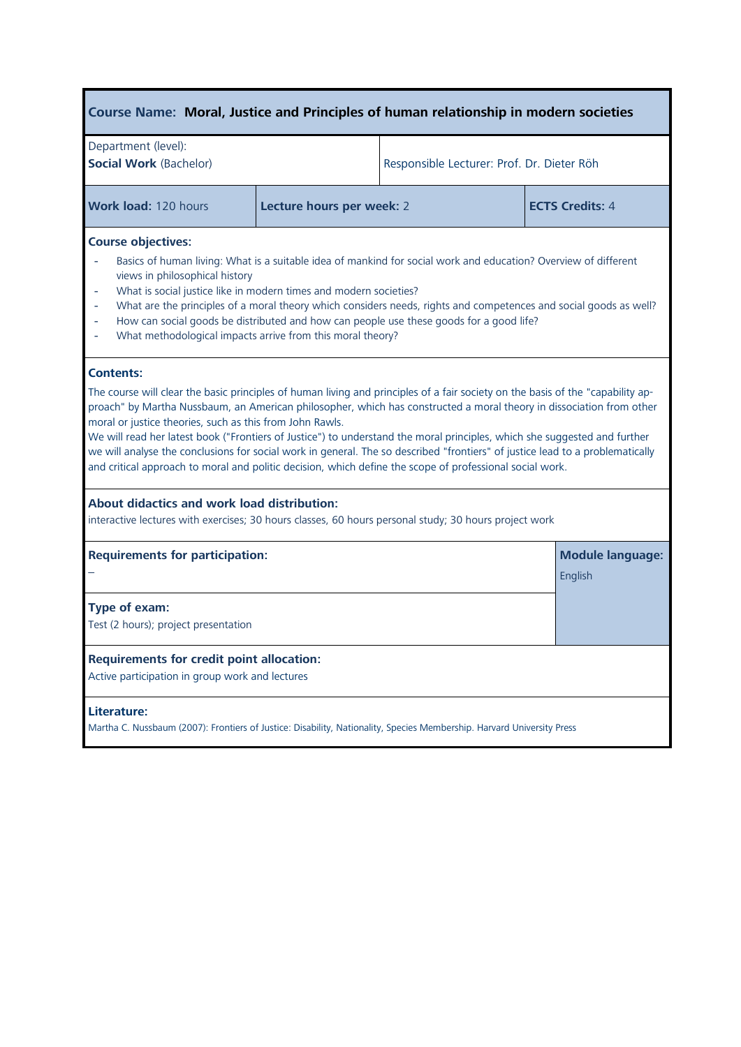## Course Name: Moral, Justice and Principles of human relationship in modern societies

| Department (level): **Social Work** (Bachelor) | Responsible Lecturer: Prof. Dr. Dieter Röh | |
|---|---|---|
| **Work load:** 120 hours | **Lecture hours per week:** 2 | **ECTS Credits:** 4 |

**Course objectives:**

- Basics of human living: What is a suitable idea of mankind for social work and education? Overview of different views in philosophical history
- What is social justice like in modern times and modern societies?
- What are the principles of a moral theory which considers needs, rights and competences and social goods as well?
- How can social goods be distributed and how can people use these goods for a good life?
- What methodological impacts arrive from this moral theory?

**Contents:**

The course will clear the basic principles of human living and principles of a fair society on the basis of the "capability approach" by Martha Nussbaum, an American philosopher, which has constructed a moral theory in dissociation from other moral or justice theories, such as this from John Rawls.
We will read her latest book ("Frontiers of Justice") to understand the moral principles, which she suggested and further we will analyse the conclusions for social work in general. The so described "frontiers" of justice lead to a problematically and critical approach to moral and politic decision, which define the scope of professional social work.

**About didactics and work load distribution:**
interactive lectures with exercises; 30 hours classes, 60 hours personal study; 30 hours project work

**Requirements for participation:**
–

**Module language:**
English

**Type of exam:**
Test (2 hours); project presentation

**Requirements for credit point allocation:**
Active participation in group work and lectures

**Literature:**
Martha C. Nussbaum (2007): Frontiers of Justice: Disability, Nationality, Species Membership. Harvard University Press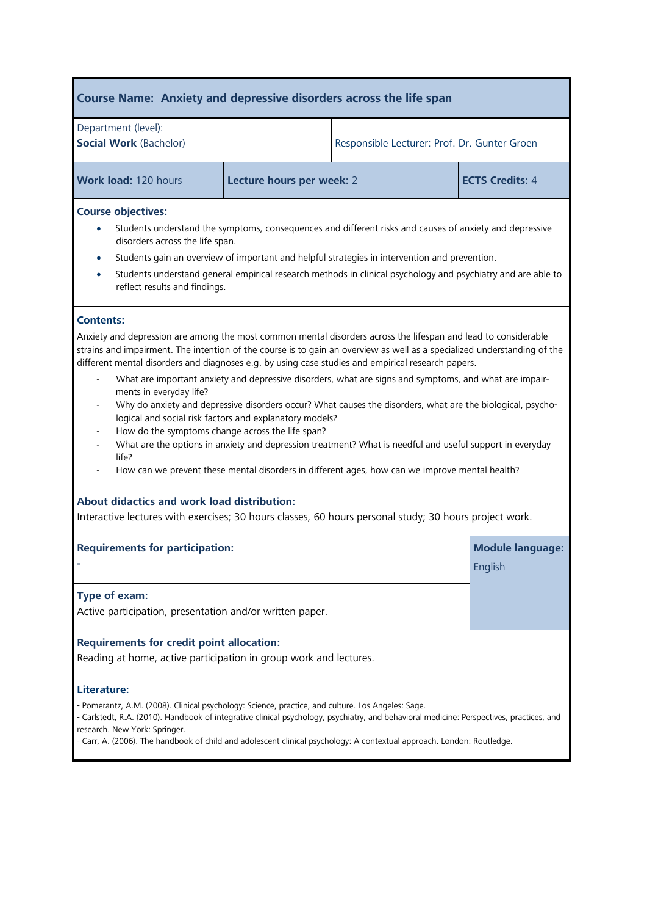## Course Name: Anxiety and depressive disorders across the life span

| Department (level): **Social Work** (Bachelor) | | Responsible Lecturer: Prof. Dr. Gunter Groen |
|---|---|---|
| **Work load:** 120 hours | **Lecture hours per week:** 2 | **ECTS Credits:** 4 |

**Course objectives:**

- Students understand the symptoms, consequences and different risks and causes of anxiety and depressive disorders across the life span.
- Students gain an overview of important and helpful strategies in intervention and prevention.
- Students understand general empirical research methods in clinical psychology and psychiatry and are able to reflect results and findings.

**Contents:**

Anxiety and depression are among the most common mental disorders across the lifespan and lead to considerable strains and impairment. The intention of the course is to gain an overview as well as a specialized understanding of the different mental disorders and diagnoses e.g. by using case studies and empirical research papers.

- What are important anxiety and depressive disorders, what are signs and symptoms, and what are impairments in everyday life?
- Why do anxiety and depressive disorders occur? What causes the disorders, what are the biological, psychological and social risk factors and explanatory models?
- How do the symptoms change across the life span?
- What are the options in anxiety and depression treatment? What is needful and useful support in everyday life?
- How can we prevent these mental disorders in different ages, how can we improve mental health?

**About didactics and work load distribution:**

Interactive lectures with exercises; 30 hours classes, 60 hours personal study; 30 hours project work.

**Requirements for participation:**

-

**Module language:** English

**Type of exam:**

Active participation, presentation and/or written paper.

**Requirements for credit point allocation:**

Reading at home, active participation in group work and lectures.

**Literature:**

- Pomerantz, A.M. (2008). Clinical psychology: Science, practice, and culture. Los Angeles: Sage.
- Carlstedt, R.A. (2010). Handbook of integrative clinical psychology, psychiatry, and behavioral medicine: Perspectives, practices, and research. New York: Springer.
- Carr, A. (2006). The handbook of child and adolescent clinical psychology: A contextual approach. London: Routledge.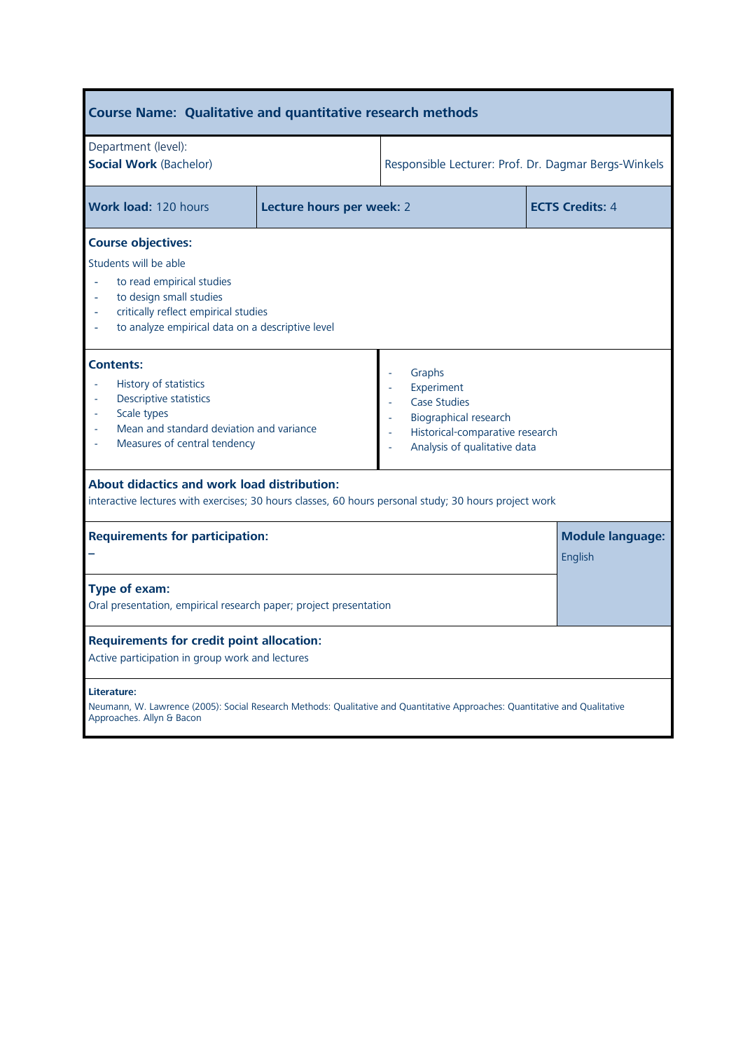## Course Name: Qualitative and quantitative research methods

Department (level):
**Social Work** (Bachelor)

Responsible Lecturer: Prof. Dr. Dagmar Bergs-Winkels

| **Work load:** 120 hours | **Lecture hours per week:** 2 | **ECTS Credits:** 4 |
|---|---|---|

**Course objectives:**

Students will be able

- to read empirical studies
- to design small studies
- critically reflect empirical studies
- to analyze empirical data on a descriptive level

**Contents:**

- History of statistics
- Descriptive statistics
- Scale types
- Mean and standard deviation and variance
- Measures of central tendency
- Graphs
- Experiment
- Case Studies
- Biographical research
- Historical-comparative research
- Analysis of qualitative data

**About didactics and work load distribution:**
interactive lectures with exercises; 30 hours classes, 60 hours personal study; 30 hours project work

**Requirements for participation:**
–

**Module language:**
English

**Type of exam:**
Oral presentation, empirical research paper; project presentation

**Requirements for credit point allocation:**
Active participation in group work and lectures

**Literature:**
Neumann, W. Lawrence (2005): Social Research Methods: Qualitative and Quantitative Approaches: Quantitative and Qualitative Approaches. Allyn & Bacon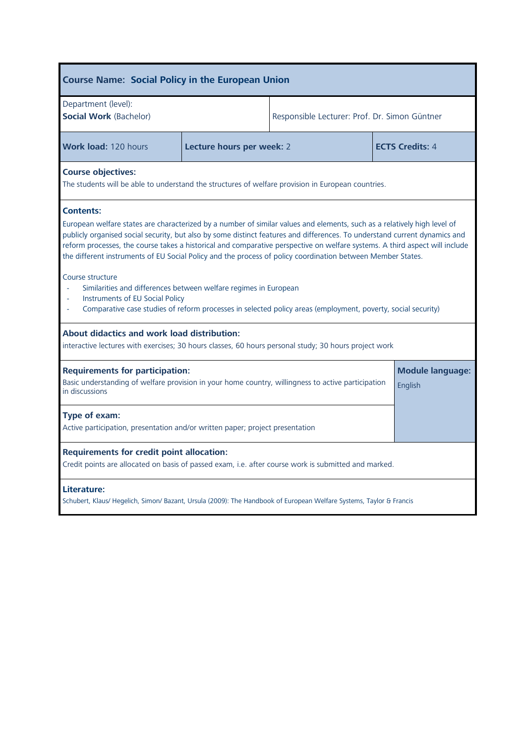## Course Name: Social Policy in the European Union

| Department (level): **Social Work** (Bachelor) | Responsible Lecturer: Prof. Dr. Simon Güntner | |
|---|---|---|
| **Work load:** 120 hours | **Lecture hours per week:** 2 | **ECTS Credits:** 4 |

**Course objectives:**

The students will be able to understand the structures of welfare provision in European countries.

**Contents:**

European welfare states are characterized by a number of similar values and elements, such as a relatively high level of publicly organised social security, but also by some distinct features and differences. To understand current dynamics and reform processes, the course takes a historical and comparative perspective on welfare systems. A third aspect will include the different instruments of EU Social Policy and the process of policy coordination between Member States.

Course structure

- Similarities and differences between welfare regimes in European
- Instruments of EU Social Policy
- Comparative case studies of reform processes in selected policy areas (employment, poverty, social security)

**About didactics and work load distribution:**

interactive lectures with exercises; 30 hours classes, 60 hours personal study; 30 hours project work

**Requirements for participation:**

Basic understanding of welfare provision in your home country, willingness to active participation in discussions

**Module language:** English

**Type of exam:**

Active participation, presentation and/or written paper; project presentation

**Requirements for credit point allocation:**

Credit points are allocated on basis of passed exam, i.e. after course work is submitted and marked.

**Literature:**

Schubert, Klaus/ Hegelich, Simon/ Bazant, Ursula (2009): The Handbook of European Welfare Systems, Taylor & Francis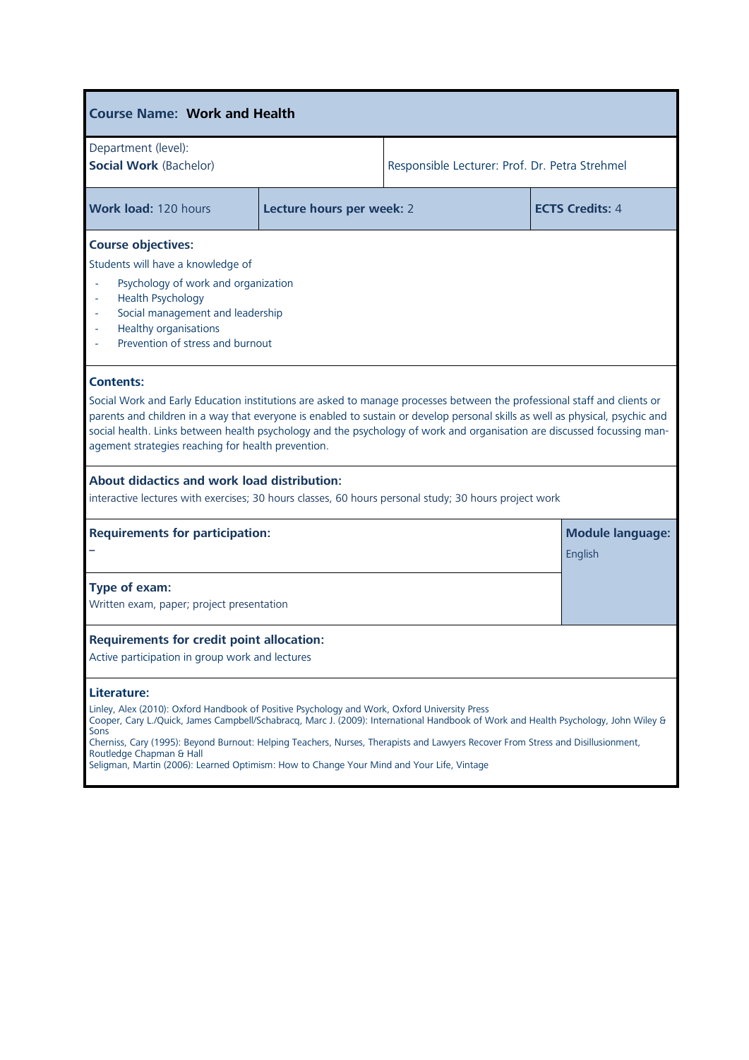## Course Name: Work and Health

| | | |
|---|---|---|
| Department (level): **Social Work** (Bachelor) | | Responsible Lecturer: Prof. Dr. Petra Strehmel |
| **Work load:** 120 hours | **Lecture hours per week:** 2 | **ECTS Credits:** 4 |

**Course objectives:**

Students will have a knowledge of

- Psychology of work and organization
- Health Psychology
- Social management and leadership
- Healthy organisations
- Prevention of stress and burnout

**Contents:**

Social Work and Early Education institutions are asked to manage processes between the professional staff and clients or parents and children in a way that everyone is enabled to sustain or develop personal skills as well as physical, psychic and social health. Links between health psychology and the psychology of work and organisation are discussed focussing management strategies reaching for health prevention.

**About didactics and work load distribution:**

interactive lectures with exercises; 30 hours classes, 60 hours personal study; 30 hours project work

**Requirements for participation:**

–

**Module language:** English

**Type of exam:**

Written exam, paper; project presentation

**Requirements for credit point allocation:**

Active participation in group work and lectures

**Literature:**

Linley, Alex (2010): Oxford Handbook of Positive Psychology and Work, Oxford University Press

Cooper, Cary L./Quick, James Campbell/Schabracq, Marc J. (2009): International Handbook of Work and Health Psychology, John Wiley & Sons

Cherniss, Cary (1995): Beyond Burnout: Helping Teachers, Nurses, Therapists and Lawyers Recover From Stress and Disillusionment, Routledge Chapman & Hall

Seligman, Martin (2006): Learned Optimism: How to Change Your Mind and Your Life, Vintage